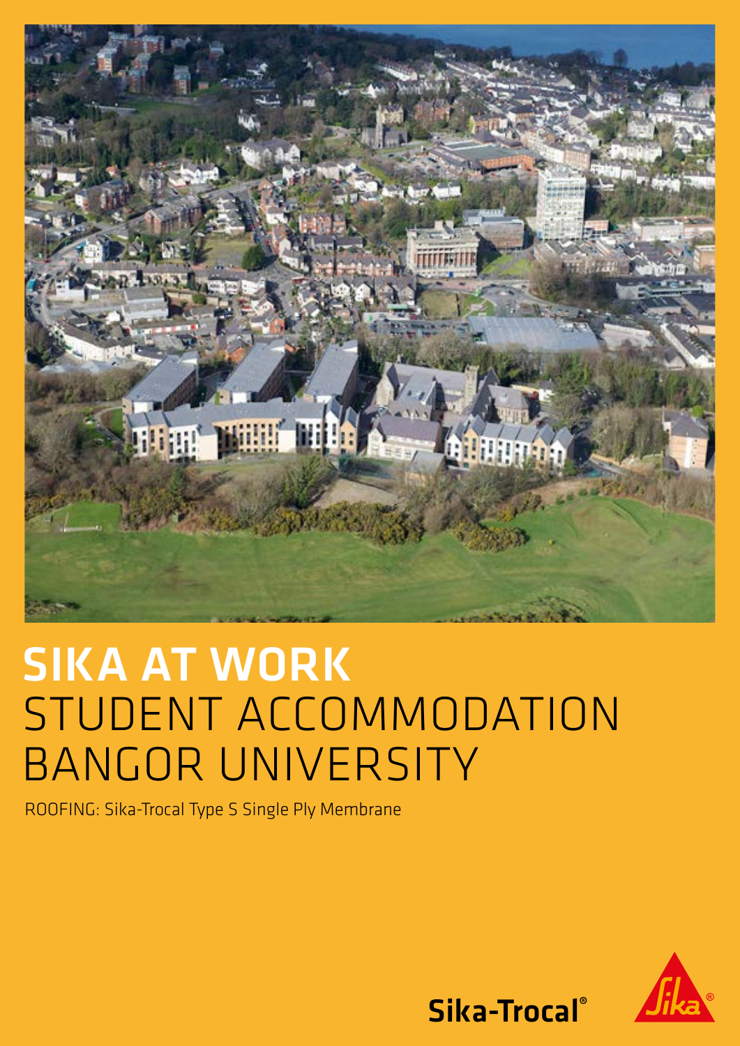# SIKA AT WORK
## STUDENT ACCOMMODATION BANGOR UNIVERSITY

ROOFING: Sika-Trocal Type S Single Ply Membrane

Sika-Trocal®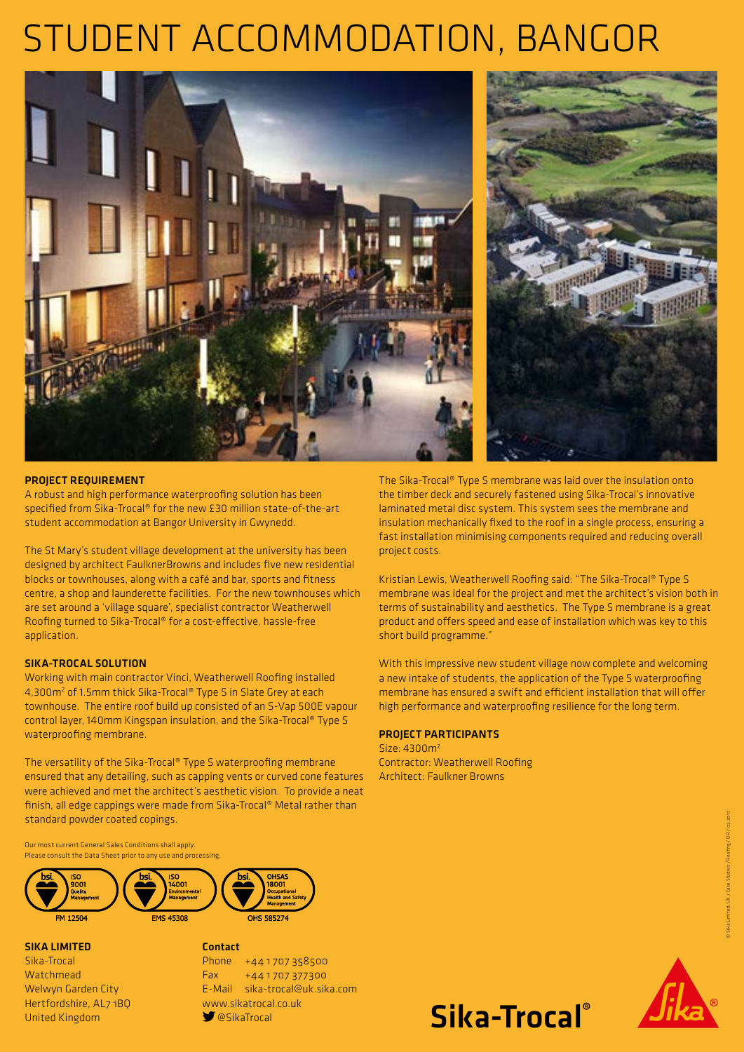# STUDENT ACCOMMODATION, BANGOR

## PROJECT REQUIREMENT

A robust and high performance waterproofing solution has been specified from Sika-Trocal® for the new £30 million state-of-the-art student accommodation at Bangor University in Gwynedd.

The St Mary's student village development at the university has been designed by architect FaulknerBrowns and includes five new residential blocks or townhouses, along with a café and bar, sports and fitness centre, a shop and launderette facilities. For the new townhouses which are set around a 'village square', specialist contractor Weatherwell Roofing turned to Sika-Trocal® for a cost-effective, hassle-free application.

## SIKA-TROCAL SOLUTION

Working with main contractor Vinci, Weatherwell Roofing installed 4,300m² of 1.5mm thick Sika-Trocal® Type S in Slate Grey at each townhouse. The entire roof build up consisted of an S-Vap 500E vapour control layer, 140mm Kingspan insulation, and the Sika-Trocal® Type S waterproofing membrane.

The versatility of the Sika-Trocal® Type S waterproofing membrane ensured that any detailing, such as capping vents or curved cone features were achieved and met the architect's aesthetic vision. To provide a neat finish, all edge cappings were made from Sika-Trocal® Metal rather than standard powder coated copings.

The Sika-Trocal® Type S membrane was laid over the insulation onto the timber deck and securely fastened using Sika-Trocal's innovative laminated metal disc system. This system sees the membrane and insulation mechanically fixed to the roof in a single process, ensuring a fast installation minimising components required and reducing overall project costs.

Kristian Lewis, Weatherwell Roofing said: "The Sika-Trocal® Type S membrane was ideal for the project and met the architect's vision both in terms of sustainability and aesthetics. The Type S membrane is a great product and offers speed and ease of installation which was key to this short build programme."

With this impressive new student village now complete and welcoming a new intake of students, the application of the Type S waterproofing membrane has ensured a swift and efficient installation that will offer high performance and waterproofing resilience for the long term.

## PROJECT PARTICIPANTS

Size: 4300m²
Contractor: Weatherwell Roofing
Architect: Faulkner Browns

Our most current General Sales Conditions shall apply.
Please consult the Data Sheet prior to any use and processing.

bsi. ISO 9001 Quality Management — FM 12504
bsi. ISO 14001 Environmental Management — EMS 45308
bsi. OHSAS 18001 Occupational Health and Safety Management — OHS 585274

**SIKA LIMITED**
Sika-Trocal
Watchmead
Welwyn Garden City
Hertfordshire, AL7 1BQ
United Kingdom

**Contact**
Phone +44 1707 358500
Fax +44 1707 377300
E-Mail sika-trocal@uk.sika.com
www.sikatrocal.co.uk
@SikaTrocal

Sika-Trocal®

© Sika Limited, UK / Case Studies /Roofing / DR / 02.2017